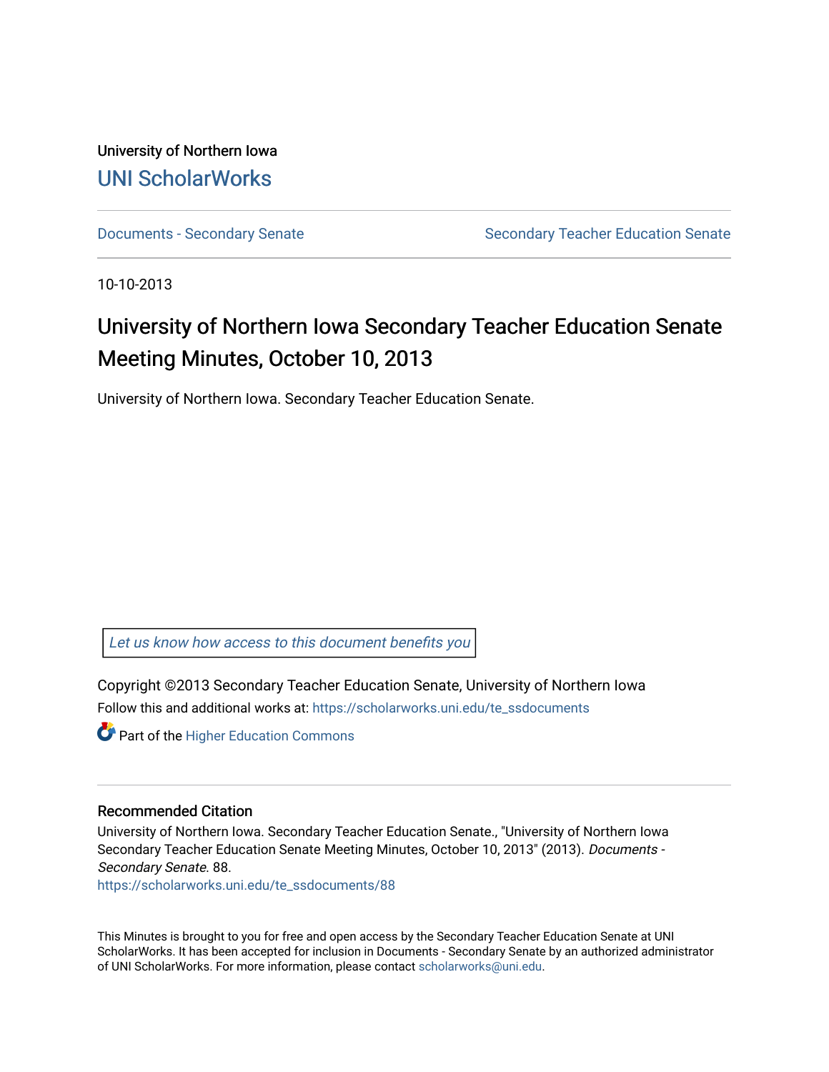University of Northern Iowa

UNI ScholarWorks

Documents - Secondary Senate | Secondary Teacher Education Senate

10-10-2013

# University of Northern Iowa Secondary Teacher Education Senate Meeting Minutes, October 10, 2013

University of Northern Iowa. Secondary Teacher Education Senate.

Let us know how access to this document benefits you

Copyright ©2013 Secondary Teacher Education Senate, University of Northern Iowa

Follow this and additional works at: https://scholarworks.uni.edu/te_ssdocuments

Part of the Higher Education Commons

## Recommended Citation

University of Northern Iowa. Secondary Teacher Education Senate., "University of Northern Iowa Secondary Teacher Education Senate Meeting Minutes, October 10, 2013" (2013). *Documents - Secondary Senate*. 88.
https://scholarworks.uni.edu/te_ssdocuments/88

This Minutes is brought to you for free and open access by the Secondary Teacher Education Senate at UNI ScholarWorks. It has been accepted for inclusion in Documents - Secondary Senate by an authorized administrator of UNI ScholarWorks. For more information, please contact scholarworks@uni.edu.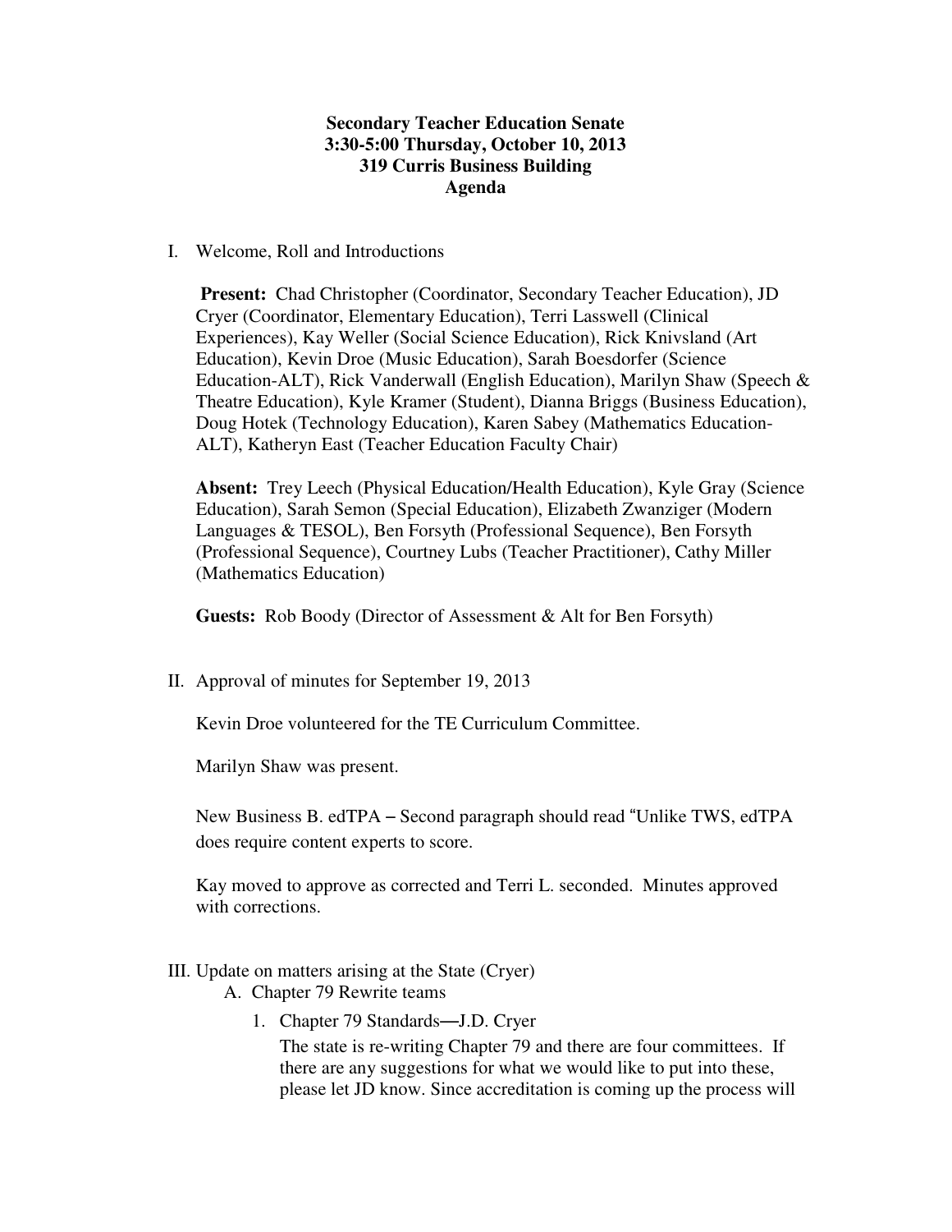**Secondary Teacher Education Senate**
**3:30-5:00 Thursday, October 10, 2013**
**319 Curris Business Building**
**Agenda**

I. Welcome, Roll and Introductions

**Present:** Chad Christopher (Coordinator, Secondary Teacher Education), JD Cryer (Coordinator, Elementary Education), Terri Lasswell (Clinical Experiences), Kay Weller (Social Science Education), Rick Knivsland (Art Education), Kevin Droe (Music Education), Sarah Boesdorfer (Science Education-ALT), Rick Vanderwall (English Education), Marilyn Shaw (Speech & Theatre Education), Kyle Kramer (Student), Dianna Briggs (Business Education), Doug Hotek (Technology Education), Karen Sabey (Mathematics Education-ALT), Katheryn East (Teacher Education Faculty Chair)

**Absent:** Trey Leech (Physical Education/Health Education), Kyle Gray (Science Education), Sarah Semon (Special Education), Elizabeth Zwanziger (Modern Languages & TESOL), Ben Forsyth (Professional Sequence), Ben Forsyth (Professional Sequence), Courtney Lubs (Teacher Practitioner), Cathy Miller (Mathematics Education)

**Guests:** Rob Boody (Director of Assessment & Alt for Ben Forsyth)

II. Approval of minutes for September 19, 2013

Kevin Droe volunteered for the TE Curriculum Committee.

Marilyn Shaw was present.

New Business B. edTPA – Second paragraph should read "Unlike TWS, edTPA does require content experts to score.

Kay moved to approve as corrected and Terri L. seconded. Minutes approved with corrections.

III. Update on matters arising at the State (Cryer)

A. Chapter 79 Rewrite teams

1. Chapter 79 Standards—J.D. Cryer

The state is re-writing Chapter 79 and there are four committees. If there are any suggestions for what we would like to put into these, please let JD know. Since accreditation is coming up the process will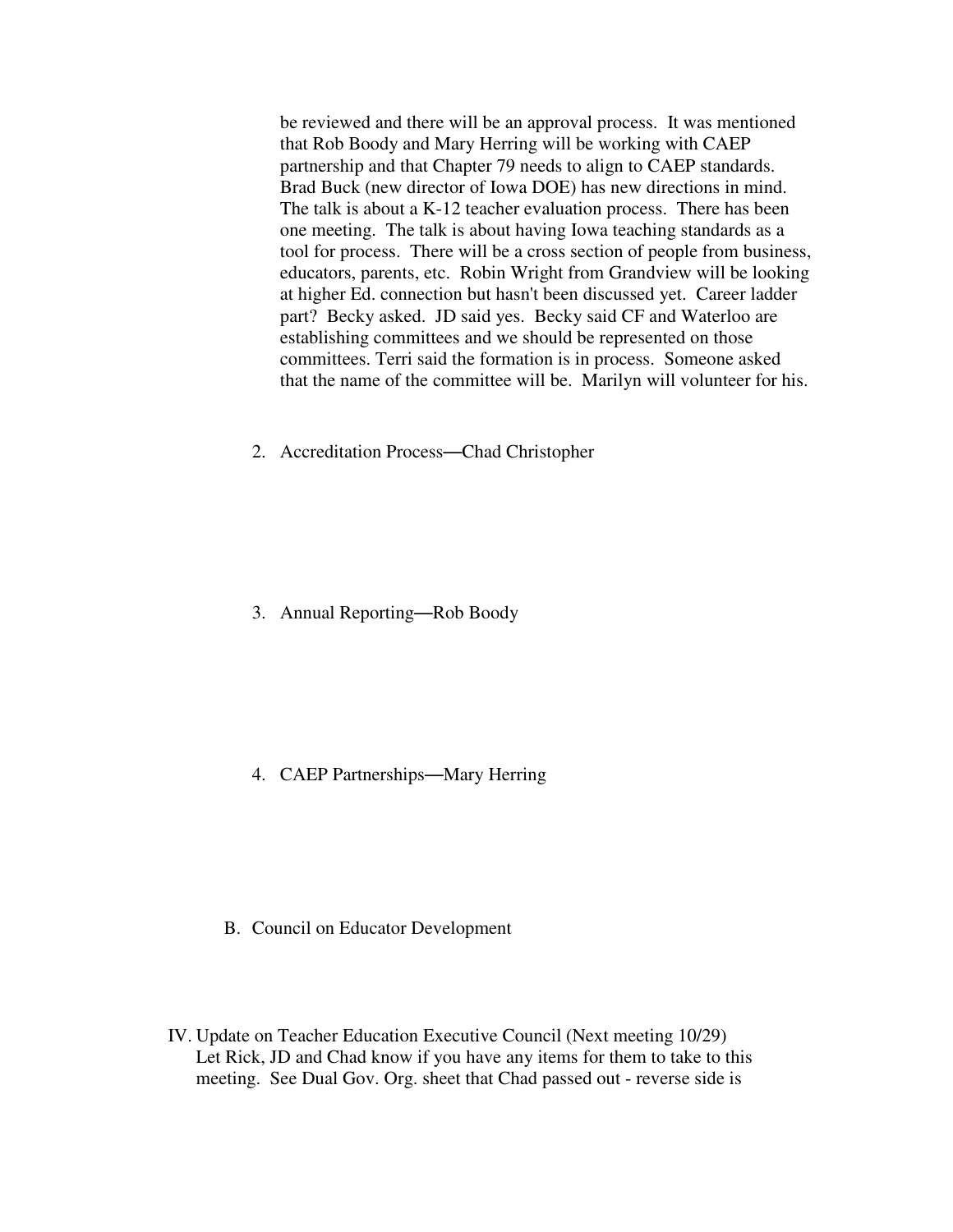be reviewed and there will be an approval process. It was mentioned that Rob Boody and Mary Herring will be working with CAEP partnership and that Chapter 79 needs to align to CAEP standards. Brad Buck (new director of Iowa DOE) has new directions in mind. The talk is about a K-12 teacher evaluation process. There has been one meeting. The talk is about having Iowa teaching standards as a tool for process. There will be a cross section of people from business, educators, parents, etc. Robin Wright from Grandview will be looking at higher Ed. connection but hasn't been discussed yet. Career ladder part? Becky asked. JD said yes. Becky said CF and Waterloo are establishing committees and we should be represented on those committees. Terri said the formation is in process. Someone asked that the name of the committee will be. Marilyn will volunteer for his.

2. Accreditation Process—Chad Christopher

3. Annual Reporting—Rob Boody

4. CAEP Partnerships—Mary Herring

B. Council on Educator Development

IV. Update on Teacher Education Executive Council (Next meeting 10/29)
Let Rick, JD and Chad know if you have any items for them to take to this meeting. See Dual Gov. Org. sheet that Chad passed out - reverse side is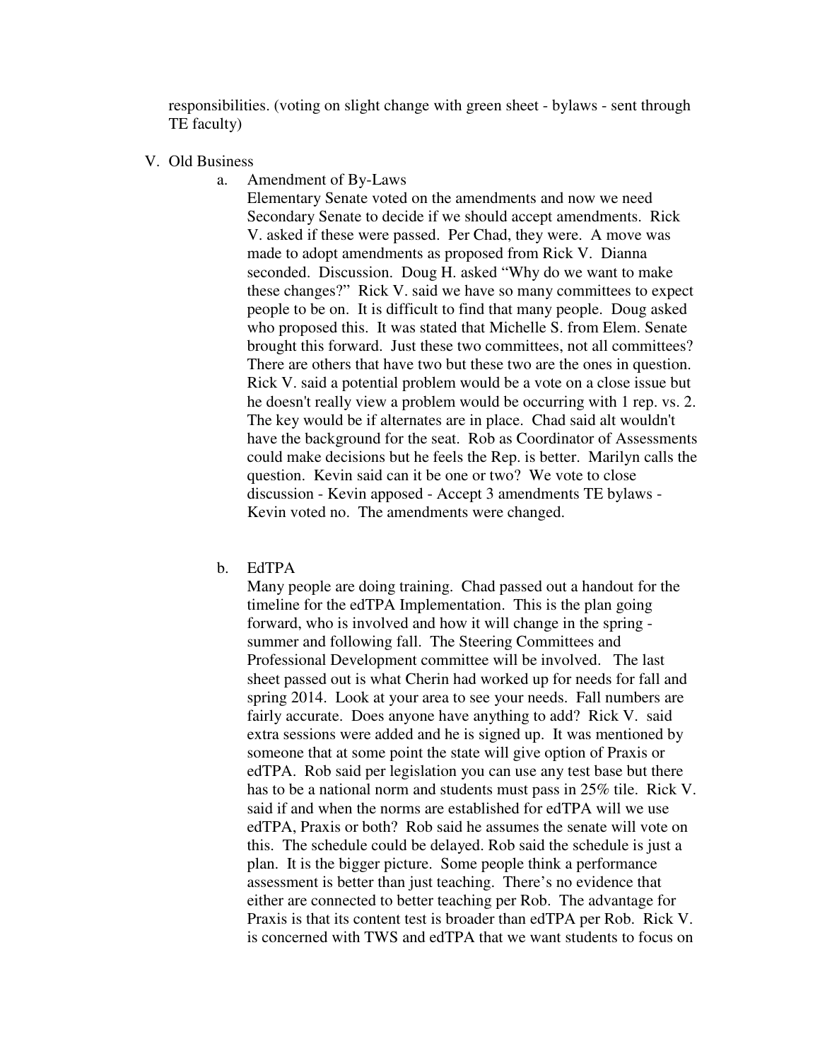responsibilities. (voting on slight change with green sheet - bylaws - sent through TE faculty)

V. Old Business

a. Amendment of By-Laws

Elementary Senate voted on the amendments and now we need Secondary Senate to decide if we should accept amendments. Rick V. asked if these were passed. Per Chad, they were. A move was made to adopt amendments as proposed from Rick V. Dianna seconded. Discussion. Doug H. asked "Why do we want to make these changes?" Rick V. said we have so many committees to expect people to be on. It is difficult to find that many people. Doug asked who proposed this. It was stated that Michelle S. from Elem. Senate brought this forward. Just these two committees, not all committees? There are others that have two but these two are the ones in question. Rick V. said a potential problem would be a vote on a close issue but he doesn't really view a problem would be occurring with 1 rep. vs. 2. The key would be if alternates are in place. Chad said alt wouldn't have the background for the seat. Rob as Coordinator of Assessments could make decisions but he feels the Rep. is better. Marilyn calls the question. Kevin said can it be one or two? We vote to close discussion - Kevin apposed - Accept 3 amendments TE bylaws - Kevin voted no. The amendments were changed.

b. EdTPA

Many people are doing training. Chad passed out a handout for the timeline for the edTPA Implementation. This is the plan going forward, who is involved and how it will change in the spring - summer and following fall. The Steering Committees and Professional Development committee will be involved. The last sheet passed out is what Cherin had worked up for needs for fall and spring 2014. Look at your area to see your needs. Fall numbers are fairly accurate. Does anyone have anything to add? Rick V. said extra sessions were added and he is signed up. It was mentioned by someone that at some point the state will give option of Praxis or edTPA. Rob said per legislation you can use any test base but there has to be a national norm and students must pass in 25% tile. Rick V. said if and when the norms are established for edTPA will we use edTPA, Praxis or both? Rob said he assumes the senate will vote on this. The schedule could be delayed. Rob said the schedule is just a plan. It is the bigger picture. Some people think a performance assessment is better than just teaching. There's no evidence that either are connected to better teaching per Rob. The advantage for Praxis is that its content test is broader than edTPA per Rob. Rick V. is concerned with TWS and edTPA that we want students to focus on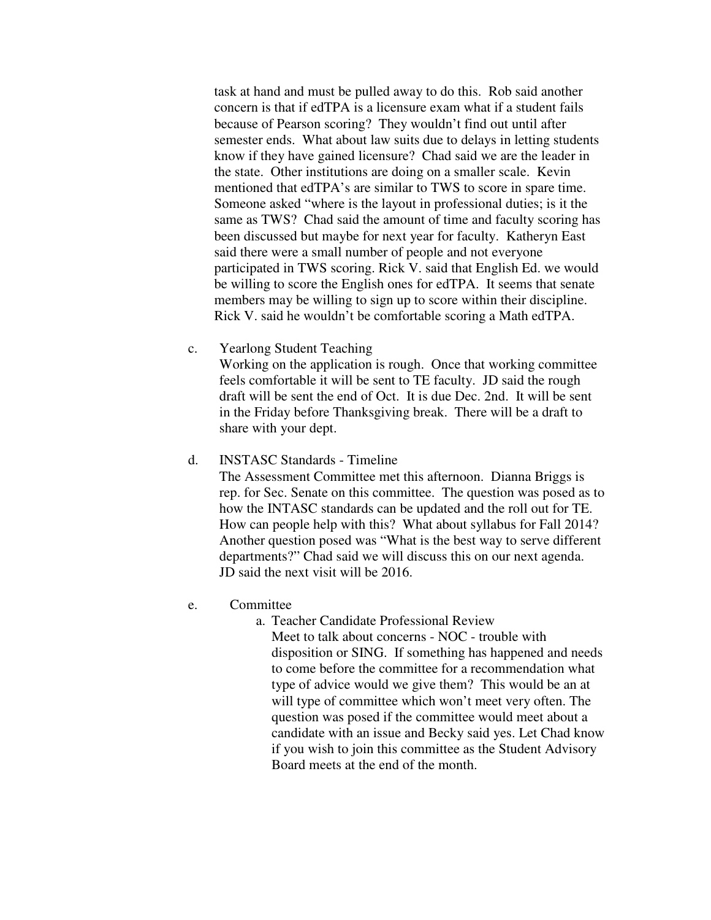task at hand and must be pulled away to do this. Rob said another concern is that if edTPA is a licensure exam what if a student fails because of Pearson scoring? They wouldn't find out until after semester ends. What about law suits due to delays in letting students know if they have gained licensure? Chad said we are the leader in the state. Other institutions are doing on a smaller scale. Kevin mentioned that edTPA's are similar to TWS to score in spare time. Someone asked "where is the layout in professional duties; is it the same as TWS? Chad said the amount of time and faculty scoring has been discussed but maybe for next year for faculty. Katheryn East said there were a small number of people and not everyone participated in TWS scoring. Rick V. said that English Ed. we would be willing to score the English ones for edTPA. It seems that senate members may be willing to sign up to score within their discipline. Rick V. said he wouldn't be comfortable scoring a Math edTPA.

c. Yearlong Student Teaching

Working on the application is rough. Once that working committee feels comfortable it will be sent to TE faculty. JD said the rough draft will be sent the end of Oct. It is due Dec. 2nd. It will be sent in the Friday before Thanksgiving break. There will be a draft to share with your dept.

d. INSTASC Standards - Timeline

The Assessment Committee met this afternoon. Dianna Briggs is rep. for Sec. Senate on this committee. The question was posed as to how the INTASC standards can be updated and the roll out for TE. How can people help with this? What about syllabus for Fall 2014? Another question posed was "What is the best way to serve different departments?" Chad said we will discuss this on our next agenda. JD said the next visit will be 2016.

e. Committee

a. Teacher Candidate Professional Review

Meet to talk about concerns - NOC - trouble with disposition or SING. If something has happened and needs to come before the committee for a recommendation what type of advice would we give them? This would be an at will type of committee which won't meet very often. The question was posed if the committee would meet about a candidate with an issue and Becky said yes. Let Chad know if you wish to join this committee as the Student Advisory Board meets at the end of the month.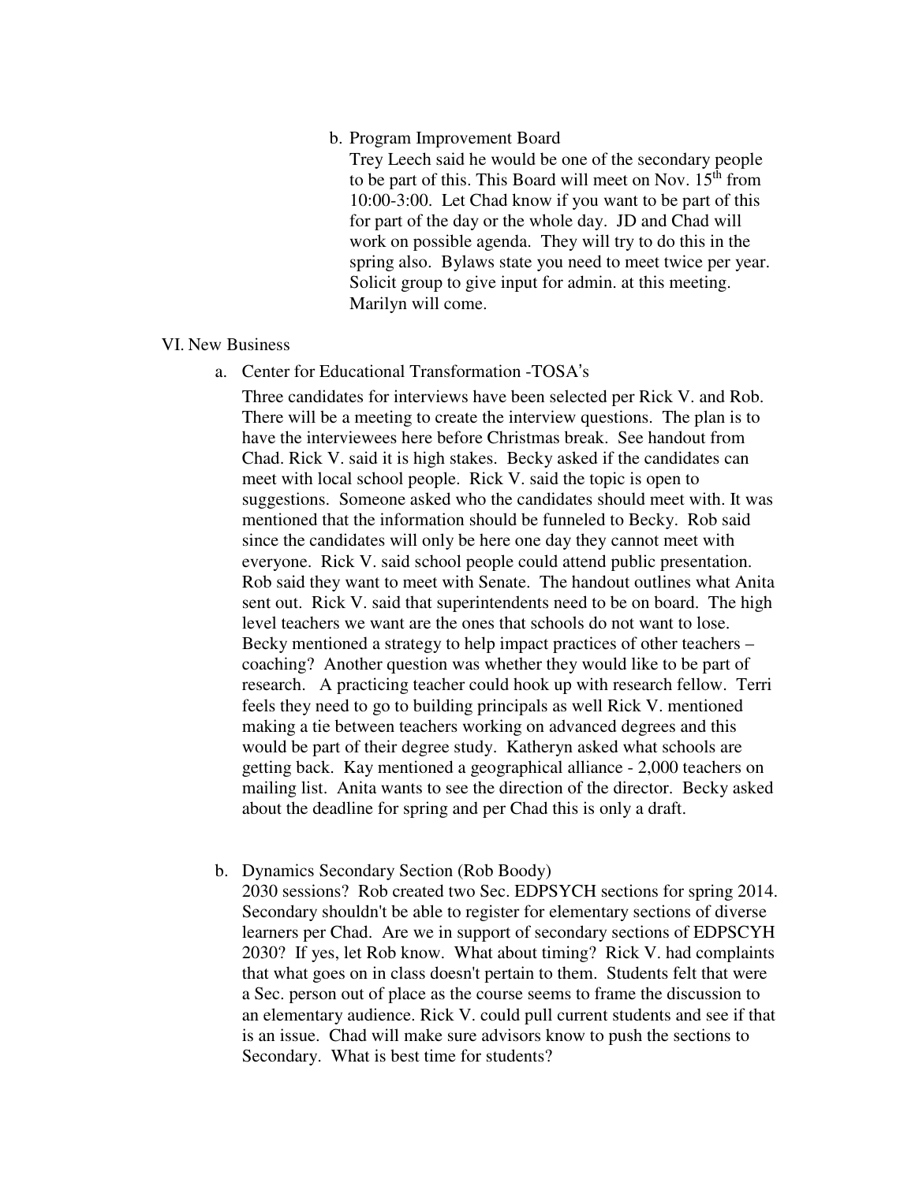b. Program Improvement Board

   Trey Leech said he would be one of the secondary people to be part of this. This Board will meet on Nov. 15th from 10:00-3:00. Let Chad know if you want to be part of this for part of the day or the whole day. JD and Chad will work on possible agenda. They will try to do this in the spring also. Bylaws state you need to meet twice per year. Solicit group to give input for admin. at this meeting. Marilyn will come.

VI. New Business

a. Center for Educational Transformation -TOSA's

   Three candidates for interviews have been selected per Rick V. and Rob. There will be a meeting to create the interview questions. The plan is to have the interviewees here before Christmas break. See handout from Chad. Rick V. said it is high stakes. Becky asked if the candidates can meet with local school people. Rick V. said the topic is open to suggestions. Someone asked who the candidates should meet with. It was mentioned that the information should be funneled to Becky. Rob said since the candidates will only be here one day they cannot meet with everyone. Rick V. said school people could attend public presentation. Rob said they want to meet with Senate. The handout outlines what Anita sent out. Rick V. said that superintendents need to be on board. The high level teachers we want are the ones that schools do not want to lose. Becky mentioned a strategy to help impact practices of other teachers – coaching? Another question was whether they would like to be part of research. A practicing teacher could hook up with research fellow. Terri feels they need to go to building principals as well Rick V. mentioned making a tie between teachers working on advanced degrees and this would be part of their degree study. Katheryn asked what schools are getting back. Kay mentioned a geographical alliance - 2,000 teachers on mailing list. Anita wants to see the direction of the director. Becky asked about the deadline for spring and per Chad this is only a draft.

b. Dynamics Secondary Section (Rob Boody)

   2030 sessions? Rob created two Sec. EDPSYCH sections for spring 2014. Secondary shouldn't be able to register for elementary sections of diverse learners per Chad. Are we in support of secondary sections of EDPSCYH 2030? If yes, let Rob know. What about timing? Rick V. had complaints that what goes on in class doesn't pertain to them. Students felt that were a Sec. person out of place as the course seems to frame the discussion to an elementary audience. Rick V. could pull current students and see if that is an issue. Chad will make sure advisors know to push the sections to Secondary. What is best time for students?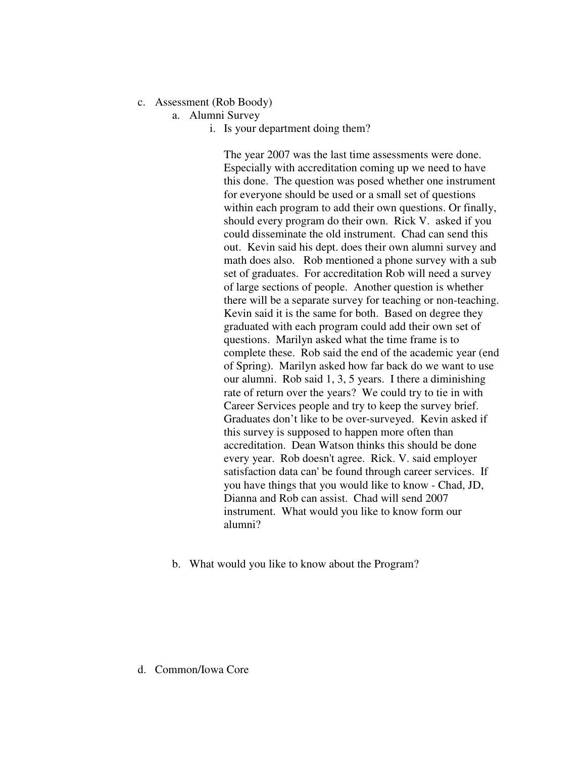c. Assessment (Rob Boody)

   a. Alumni Survey

      i. Is your department doing them?

         The year 2007 was the last time assessments were done. Especially with accreditation coming up we need to have this done. The question was posed whether one instrument for everyone should be used or a small set of questions within each program to add their own questions. Or finally, should every program do their own. Rick V. asked if you could disseminate the old instrument. Chad can send this out. Kevin said his dept. does their own alumni survey and math does also. Rob mentioned a phone survey with a sub set of graduates. For accreditation Rob will need a survey of large sections of people. Another question is whether there will be a separate survey for teaching or non-teaching. Kevin said it is the same for both. Based on degree they graduated with each program could add their own set of questions. Marilyn asked what the time frame is to complete these. Rob said the end of the academic year (end of Spring). Marilyn asked how far back do we want to use our alumni. Rob said 1, 3, 5 years. I there a diminishing rate of return over the years? We could try to tie in with Career Services people and try to keep the survey brief. Graduates don't like to be over-surveyed. Kevin asked if this survey is supposed to happen more often than accreditation. Dean Watson thinks this should be done every year. Rob doesn't agree. Rick. V. said employer satisfaction data can' be found through career services. If you have things that you would like to know - Chad, JD, Dianna and Rob can assist. Chad will send 2007 instrument. What would you like to know form our alumni?

   b. What would you like to know about the Program?

d. Common/Iowa Core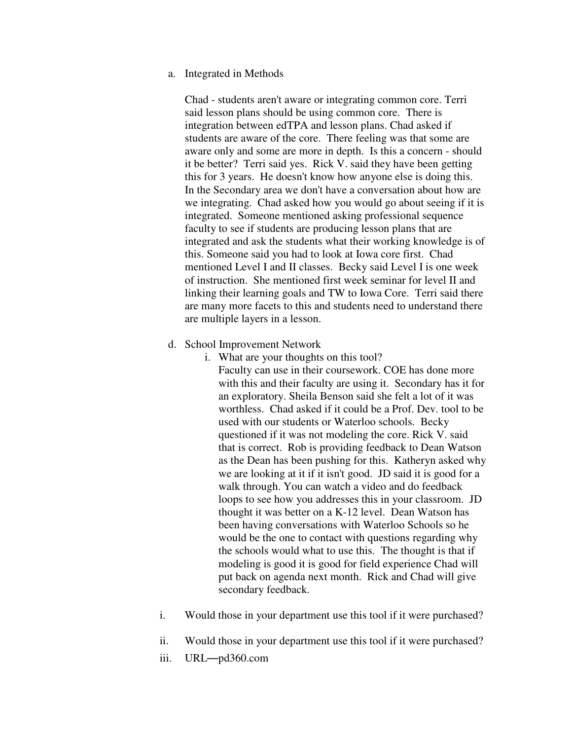a. Integrated in Methods

   Chad - students aren't aware or integrating common core. Terri said lesson plans should be using common core. There is integration between edTPA and lesson plans. Chad asked if students are aware of the core. There feeling was that some are aware only and some are more in depth. Is this a concern - should it be better? Terri said yes. Rick V. said they have been getting this for 3 years. He doesn't know how anyone else is doing this. In the Secondary area we don't have a conversation about how are we integrating. Chad asked how you would go about seeing if it is integrated. Someone mentioned asking professional sequence faculty to see if students are producing lesson plans that are integrated and ask the students what their working knowledge is of this. Someone said you had to look at Iowa core first. Chad mentioned Level I and II classes. Becky said Level I is one week of instruction. She mentioned first week seminar for level II and linking their learning goals and TW to Iowa Core. Terri said there are many more facets to this and students need to understand there are multiple layers in a lesson.

d. School Improvement Network

   i. What are your thoughts on this tool?

      Faculty can use in their coursework. COE has done more with this and their faculty are using it. Secondary has it for an exploratory. Sheila Benson said she felt a lot of it was worthless. Chad asked if it could be a Prof. Dev. tool to be used with our students or Waterloo schools. Becky questioned if it was not modeling the core. Rick V. said that is correct. Rob is providing feedback to Dean Watson as the Dean has been pushing for this. Katheryn asked why we are looking at it if it isn't good. JD said it is good for a walk through. You can watch a video and do feedback loops to see how you addresses this in your classroom. JD thought it was better on a K-12 level. Dean Watson has been having conversations with Waterloo Schools so he would be the one to contact with questions regarding why the schools would what to use this. The thought is that if modeling is good it is good for field experience Chad will put back on agenda next month. Rick and Chad will give secondary feedback.

i. Would those in your department use this tool if it were purchased?

ii. Would those in your department use this tool if it were purchased?

iii. URL—pd360.com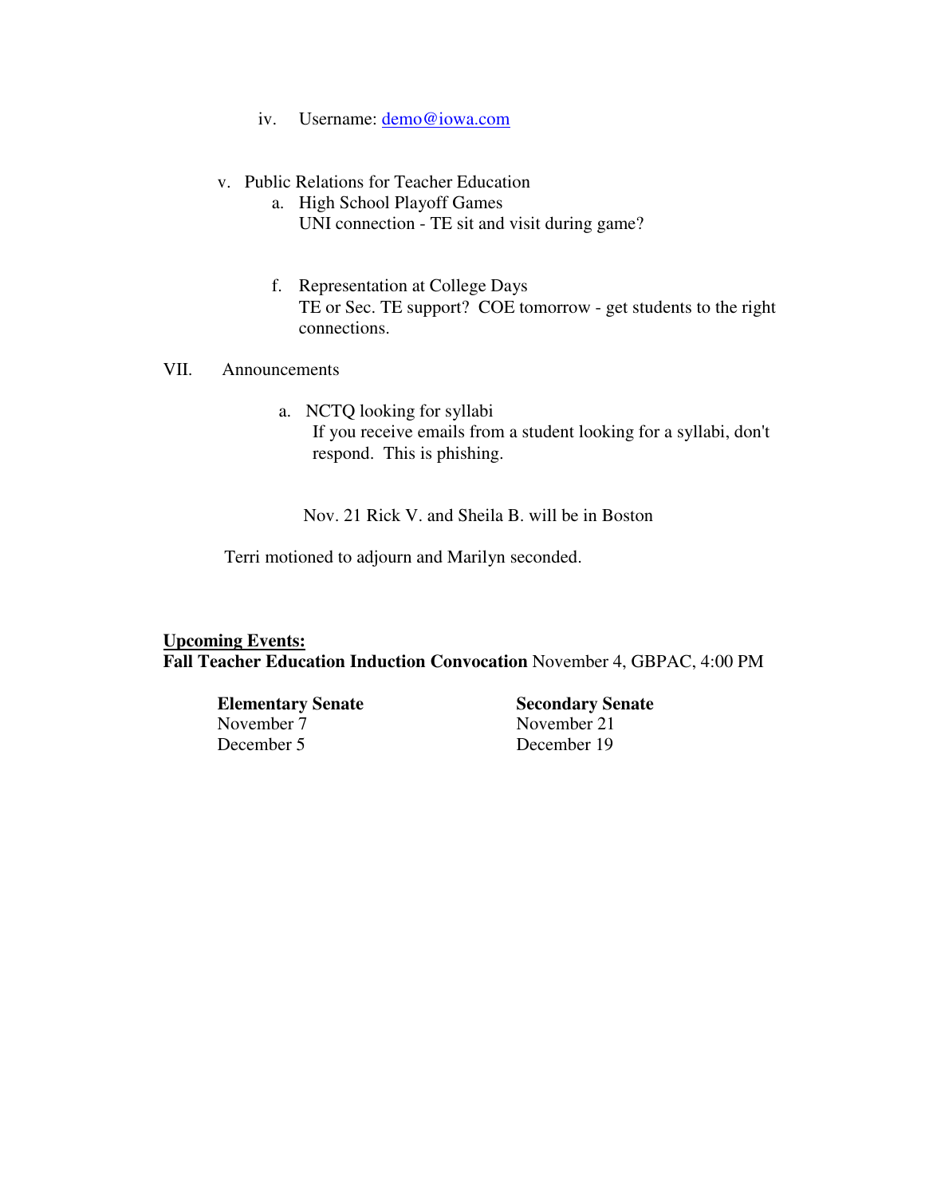iv. Username: [demo@iowa.com](mailto:demo@iowa.com)

v. Public Relations for Teacher Education

a. High School Playoff Games
   UNI connection - TE sit and visit during game?

f. Representation at College Days
   TE or Sec. TE support? COE tomorrow - get students to the right connections.

VII. Announcements

a. NCTQ looking for syllabi
   If you receive emails from a student looking for a syllabi, don't respond. This is phishing.

Nov. 21 Rick V. and Sheila B. will be in Boston

Terri motioned to adjourn and Marilyn seconded.

**Upcoming Events:**

**Fall Teacher Education Induction Convocation** November 4, GBPAC, 4:00 PM

| Elementary Senate | Secondary Senate |
| --- | --- |
| November 7 | November 21 |
| December 5 | December 19 |